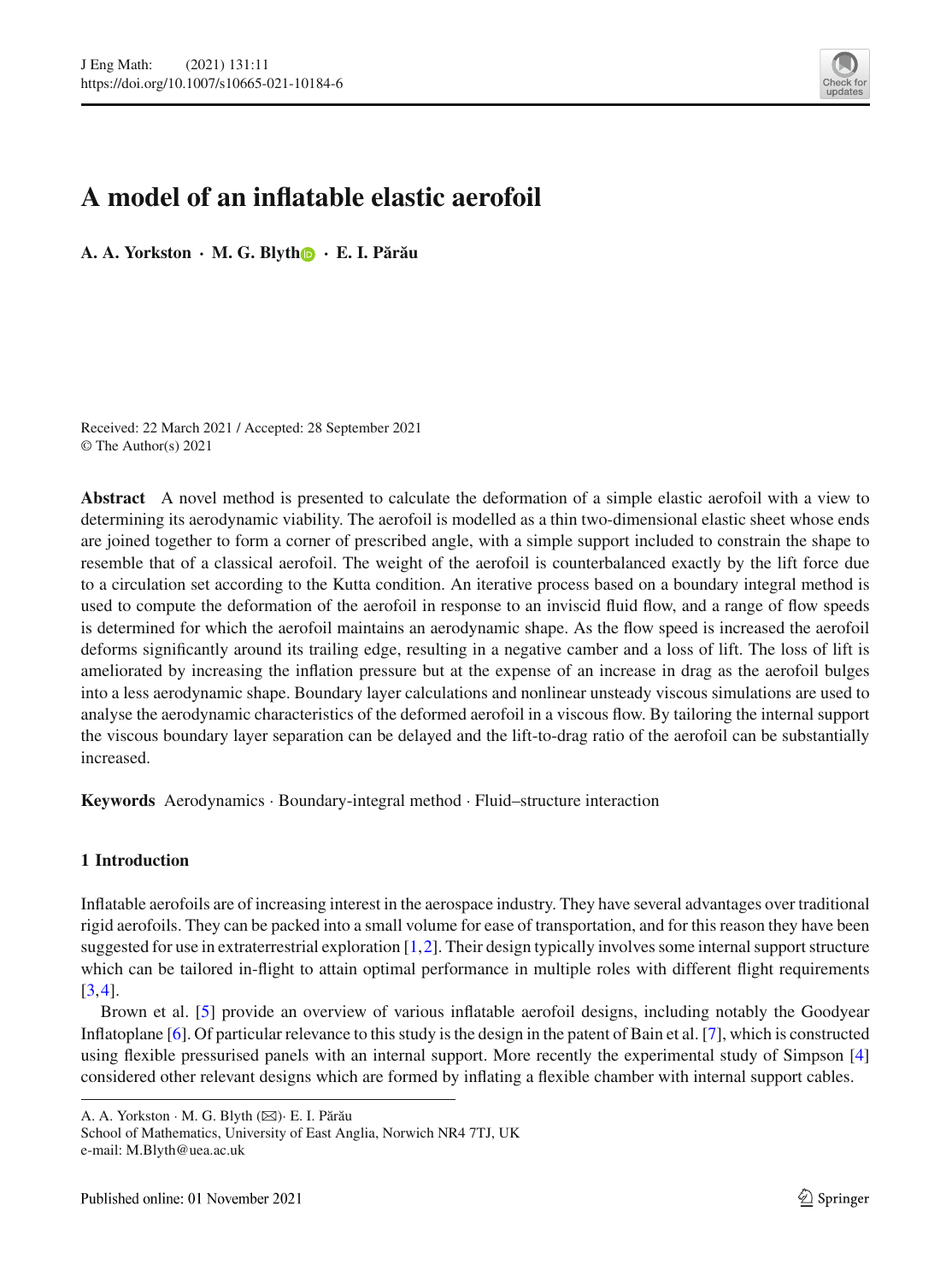# A model of an inflatable elastic aerofoil

**A. A. Yorkston · M. G. Blyth · E. I. Părău**

Received: 22 March 2021 / Accepted: 28 September 2021
© The Author(s) 2021

**Abstract** A novel method is presented to calculate the deformation of a simple elastic aerofoil with a view to determining its aerodynamic viability. The aerofoil is modelled as a thin two-dimensional elastic sheet whose ends are joined together to form a corner of prescribed angle, with a simple support included to constrain the shape to resemble that of a classical aerofoil. The weight of the aerofoil is counterbalanced exactly by the lift force due to a circulation set according to the Kutta condition. An iterative process based on a boundary integral method is used to compute the deformation of the aerofoil in response to an inviscid fluid flow, and a range of flow speeds is determined for which the aerofoil maintains an aerodynamic shape. As the flow speed is increased the aerofoil deforms significantly around its trailing edge, resulting in a negative camber and a loss of lift. The loss of lift is ameliorated by increasing the inflation pressure but at the expense of an increase in drag as the aerofoil bulges into a less aerodynamic shape. Boundary layer calculations and nonlinear unsteady viscous simulations are used to analyse the aerodynamic characteristics of the deformed aerofoil in a viscous flow. By tailoring the internal support the viscous boundary layer separation can be delayed and the lift-to-drag ratio of the aerofoil can be substantially increased.

**Keywords** Aerodynamics · Boundary-integral method · Fluid–structure interaction

## 1 Introduction

Inflatable aerofoils are of increasing interest in the aerospace industry. They have several advantages over traditional rigid aerofoils. They can be packed into a small volume for ease of transportation, and for this reason they have been suggested for use in extraterrestrial exploration [1,2]. Their design typically involves some internal support structure which can be tailored in-flight to attain optimal performance in multiple roles with different flight requirements [3,4].

Brown et al. [5] provide an overview of various inflatable aerofoil designs, including notably the Goodyear Inflatoplane [6]. Of particular relevance to this study is the design in the patent of Bain et al. [7], which is constructed using flexible pressurised panels with an internal support. More recently the experimental study of Simpson [4] considered other relevant designs which are formed by inflating a flexible chamber with internal support cables.

---

A. A. Yorkston · M. G. Blyth (✉) · E. I. Părău
School of Mathematics, University of East Anglia, Norwich NR4 7TJ, UK
e-mail: M.Blyth@uea.ac.uk

Published online: 01 November 2021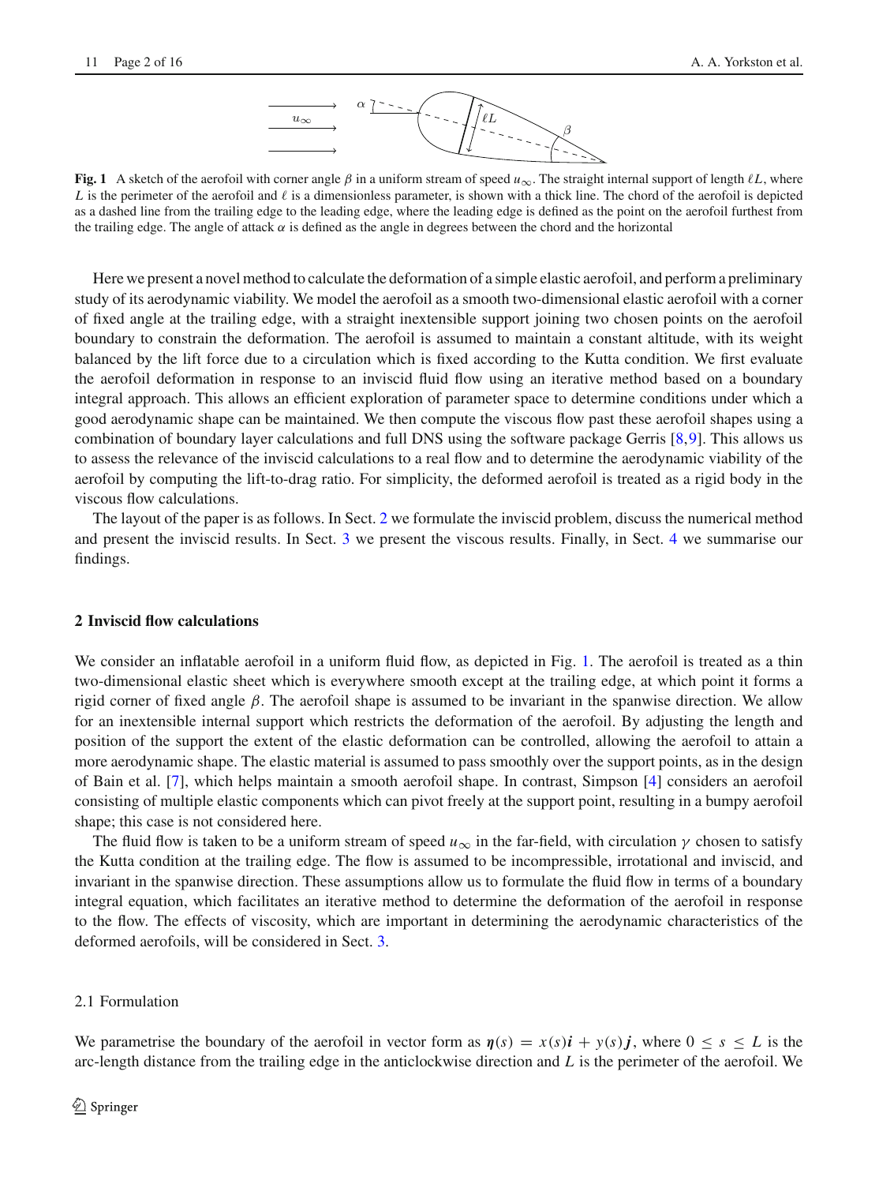**Fig. 1** A sketch of the aerofoil with corner angle $\beta$ in a uniform stream of speed $u_\infty$. The straight internal support of length $\ell L$, where $L$ is the perimeter of the aerofoil and $\ell$ is a dimensionless parameter, is shown with a thick line. The chord of the aerofoil is depicted as a dashed line from the trailing edge to the leading edge, where the leading edge is defined as the point on the aerofoil furthest from the trailing edge. The angle of attack $\alpha$ is defined as the angle in degrees between the chord and the horizontal

Here we present a novel method to calculate the deformation of a simple elastic aerofoil, and perform a preliminary study of its aerodynamic viability. We model the aerofoil as a smooth two-dimensional elastic aerofoil with a corner of fixed angle at the trailing edge, with a straight inextensible support joining two chosen points on the aerofoil boundary to constrain the deformation. The aerofoil is assumed to maintain a constant altitude, with its weight balanced by the lift force due to a circulation which is fixed according to the Kutta condition. We first evaluate the aerofoil deformation in response to an inviscid fluid flow using an iterative method based on a boundary integral approach. This allows an efficient exploration of parameter space to determine conditions under which a good aerodynamic shape can be maintained. We then compute the viscous flow past these aerofoil shapes using a combination of boundary layer calculations and full DNS using the software package Gerris [8,9]. This allows us to assess the relevance of the inviscid calculations to a real flow and to determine the aerodynamic viability of the aerofoil by computing the lift-to-drag ratio. For simplicity, the deformed aerofoil is treated as a rigid body in the viscous flow calculations.

The layout of the paper is as follows. In Sect. 2 we formulate the inviscid problem, discuss the numerical method and present the inviscid results. In Sect. 3 we present the viscous results. Finally, in Sect. 4 we summarise our findings.

## 2 Inviscid flow calculations

We consider an inflatable aerofoil in a uniform fluid flow, as depicted in Fig. 1. The aerofoil is treated as a thin two-dimensional elastic sheet which is everywhere smooth except at the trailing edge, at which point it forms a rigid corner of fixed angle $\beta$. The aerofoil shape is assumed to be invariant in the spanwise direction. We allow for an inextensible internal support which restricts the deformation of the aerofoil. By adjusting the length and position of the support the extent of the elastic deformation can be controlled, allowing the aerofoil to attain a more aerodynamic shape. The elastic material is assumed to pass smoothly over the support points, as in the design of Bain et al. [7], which helps maintain a smooth aerofoil shape. In contrast, Simpson [4] considers an aerofoil consisting of multiple elastic components which can pivot freely at the support point, resulting in a bumpy aerofoil shape; this case is not considered here.

The fluid flow is taken to be a uniform stream of speed $u_\infty$ in the far-field, with circulation $\gamma$ chosen to satisfy the Kutta condition at the trailing edge. The flow is assumed to be incompressible, irrotational and inviscid, and invariant in the spanwise direction. These assumptions allow us to formulate the fluid flow in terms of a boundary integral equation, which facilitates an iterative method to determine the deformation of the aerofoil in response to the flow. The effects of viscosity, which are important in determining the aerodynamic characteristics of the deformed aerofoils, will be considered in Sect. 3.

### 2.1 Formulation

We parametrise the boundary of the aerofoil in vector form as $\boldsymbol{\eta}(s) = x(s)\boldsymbol{i} + y(s)\boldsymbol{j}$, where $0 \leq s \leq L$ is the arc-length distance from the trailing edge in the anticlockwise direction and $L$ is the perimeter of the aerofoil. We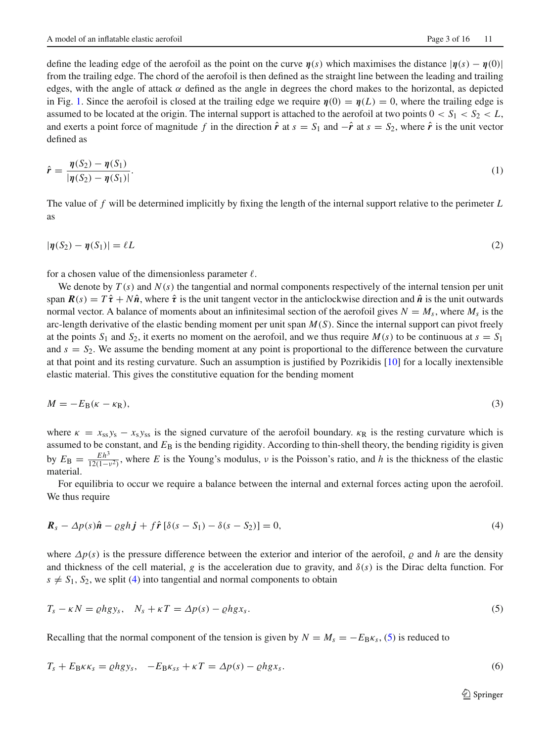define the leading edge of the aerofoil as the point on the curve $\boldsymbol{\eta}(s)$ which maximises the distance $|\boldsymbol{\eta}(s) - \boldsymbol{\eta}(0)|$ from the trailing edge. The chord of the aerofoil is then defined as the straight line between the leading and trailing edges, with the angle of attack $\alpha$ defined as the angle in degrees the chord makes to the horizontal, as depicted in Fig. 1. Since the aerofoil is closed at the trailing edge we require $\boldsymbol{\eta}(0) = \boldsymbol{\eta}(L) = 0$, where the trailing edge is assumed to be located at the origin. The internal support is attached to the aerofoil at two points $0 < S_1 < S_2 < L$, and exerts a point force of magnitude $f$ in the direction $\hat{\boldsymbol{r}}$ at $s = S_1$ and $-\hat{\boldsymbol{r}}$ at $s = S_2$, where $\hat{\boldsymbol{r}}$ is the unit vector defined as

$$\hat{\boldsymbol{r}} = \frac{\boldsymbol{\eta}(S_2) - \boldsymbol{\eta}(S_1)}{|\boldsymbol{\eta}(S_2) - \boldsymbol{\eta}(S_1)|}. \tag{1}$$

The value of $f$ will be determined implicitly by fixing the length of the internal support relative to the perimeter $L$ as

$$|\boldsymbol{\eta}(S_2) - \boldsymbol{\eta}(S_1)| = \ell L \tag{2}$$

for a chosen value of the dimensionless parameter $\ell$.

We denote by $T(s)$ and $N(s)$ the tangential and normal components respectively of the internal tension per unit span $\boldsymbol{R}(s) = T\hat{\boldsymbol{\tau}} + N\hat{\boldsymbol{n}}$, where $\hat{\boldsymbol{\tau}}$ is the unit tangent vector in the anticlockwise direction and $\hat{\boldsymbol{n}}$ is the unit outwards normal vector. A balance of moments about an infinitesimal section of the aerofoil gives $N = M_s$, where $M_s$ is the arc-length derivative of the elastic bending moment per unit span $M(S)$. Since the internal support can pivot freely at the points $S_1$ and $S_2$, it exerts no moment on the aerofoil, and we thus require $M(s)$ to be continuous at $s = S_1$ and $s = S_2$. We assume the bending moment at any point is proportional to the difference between the curvature at that point and its resting curvature. Such an assumption is justified by Pozrikidis [10] for a locally inextensible elastic material. This gives the constitutive equation for the bending moment

$$M = -E_{\mathrm{B}}(\kappa - \kappa_{\mathrm{R}}), \tag{3}$$

where $\kappa = x_{ss}y_s - x_s y_{ss}$ is the signed curvature of the aerofoil boundary. $\kappa_{\mathrm{R}}$ is the resting curvature which is assumed to be constant, and $E_{\mathrm{B}}$ is the bending rigidity. According to thin-shell theory, the bending rigidity is given by $E_{\mathrm{B}} = \frac{Eh^3}{12(1-\nu^2)}$, where $E$ is the Young's modulus, $\nu$ is the Poisson's ratio, and $h$ is the thickness of the elastic material.

For equilibria to occur we require a balance between the internal and external forces acting upon the aerofoil. We thus require

$$\boldsymbol{R}_s - \Delta p(s)\hat{\boldsymbol{n}} - \varrho g h \boldsymbol{j} + f\hat{\boldsymbol{r}}\left[\delta(s - S_1) - \delta(s - S_2)\right] = 0, \tag{4}$$

where $\Delta p(s)$ is the pressure difference between the exterior and interior of the aerofoil, $\varrho$ and $h$ are the density and thickness of the cell material, $g$ is the acceleration due to gravity, and $\delta(s)$ is the Dirac delta function. For $s \neq S_1, S_2$, we split (4) into tangential and normal components to obtain

$$T_s - \kappa N = \varrho g h y_s, \quad N_s + \kappa T = \Delta p(s) - \varrho g h x_s. \tag{5}$$

Recalling that the normal component of the tension is given by $N = M_s = -E_{\mathrm{B}}\kappa_s$, (5) is reduced to

$$T_s + E_{\mathrm{B}}\kappa\kappa_s = \varrho g h y_s, \quad -E_{\mathrm{B}}\kappa_{ss} + \kappa T = \Delta p(s) - \varrho g h x_s. \tag{6}$$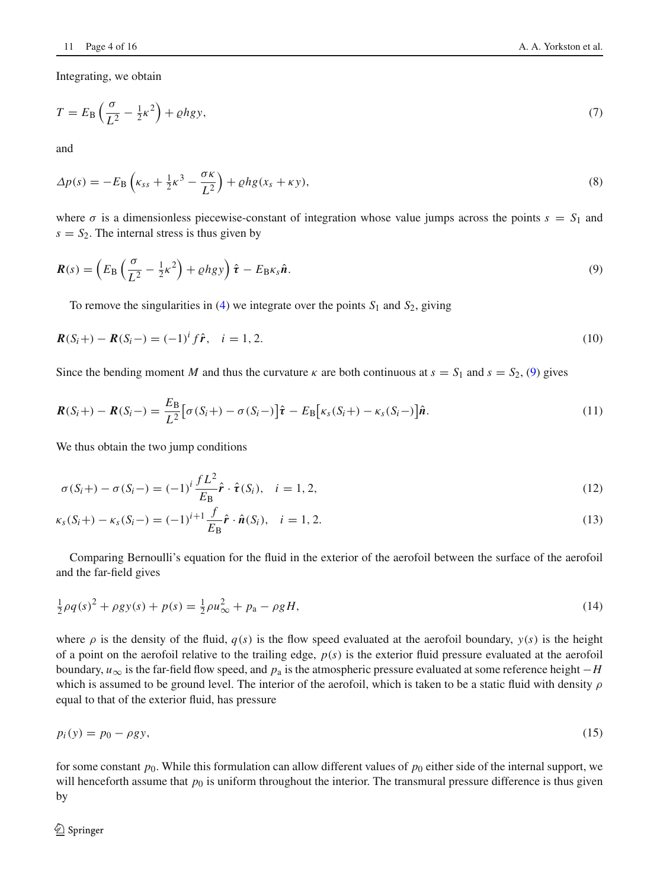Integrating, we obtain

$$T = E_{\mathrm{B}}\left(\frac{\sigma}{L^2} - \tfrac{1}{2}\kappa^2\right) + \varrho h g y, \tag{7}$$

and

$$\Delta p(s) = -E_{\mathrm{B}}\left(\kappa_{ss} + \tfrac{1}{2}\kappa^3 - \frac{\sigma\kappa}{L^2}\right) + \varrho h g (x_s + \kappa y), \tag{8}$$

where $\sigma$ is a dimensionless piecewise-constant of integration whose value jumps across the points $s = S_1$ and $s = S_2$. The internal stress is thus given by

$$\boldsymbol{R}(s) = \left(E_{\mathrm{B}}\left(\frac{\sigma}{L^2} - \tfrac{1}{2}\kappa^2\right) + \varrho h g y\right)\hat{\boldsymbol{\tau}} - E_{\mathrm{B}}\kappa_s \hat{\boldsymbol{n}}. \tag{9}$$

To remove the singularities in (4) we integrate over the points $S_1$ and $S_2$, giving

$$\boldsymbol{R}(S_i+) - \boldsymbol{R}(S_i-) = (-1)^i f\hat{\boldsymbol{r}}, \quad i = 1, 2. \tag{10}$$

Since the bending moment $M$ and thus the curvature $\kappa$ are both continuous at $s = S_1$ and $s = S_2$, (9) gives

$$\boldsymbol{R}(S_i+) - \boldsymbol{R}(S_i-) = \frac{E_{\mathrm{B}}}{L^2}\big[\sigma(S_i+) - \sigma(S_i-)\big]\hat{\boldsymbol{\tau}} - E_{\mathrm{B}}\big[\kappa_s(S_i+) - \kappa_s(S_i-)\big]\hat{\boldsymbol{n}}. \tag{11}$$

We thus obtain the two jump conditions

$$\sigma(S_i+) - \sigma(S_i-) = (-1)^i \frac{fL^2}{E_{\mathrm{B}}}\hat{\boldsymbol{r}} \cdot \hat{\boldsymbol{\tau}}(S_i), \quad i = 1, 2, \tag{12}$$

$$\kappa_s(S_i+) - \kappa_s(S_i-) = (-1)^{i+1} \frac{f}{E_{\mathrm{B}}}\hat{\boldsymbol{r}} \cdot \hat{\boldsymbol{n}}(S_i), \quad i = 1, 2. \tag{13}$$

Comparing Bernoulli's equation for the fluid in the exterior of the aerofoil between the surface of the aerofoil and the far-field gives

$$\tfrac{1}{2}\rho q(s)^2 + \rho g y(s) + p(s) = \tfrac{1}{2}\rho u_\infty^2 + p_{\mathrm{a}} - \rho g H, \tag{14}$$

where $\rho$ is the density of the fluid, $q(s)$ is the flow speed evaluated at the aerofoil boundary, $y(s)$ is the height of a point on the aerofoil relative to the trailing edge, $p(s)$ is the exterior fluid pressure evaluated at the aerofoil boundary, $u_\infty$ is the far-field flow speed, and $p_{\mathrm{a}}$ is the atmospheric pressure evaluated at some reference height $-H$ which is assumed to be ground level. The interior of the aerofoil, which is taken to be a static fluid with density $\rho$ equal to that of the exterior fluid, has pressure

$$p_i(y) = p_0 - \rho g y, \tag{15}$$

for some constant $p_0$. While this formulation can allow different values of $p_0$ either side of the internal support, we will henceforth assume that $p_0$ is uniform throughout the interior. The transmural pressure difference is thus given by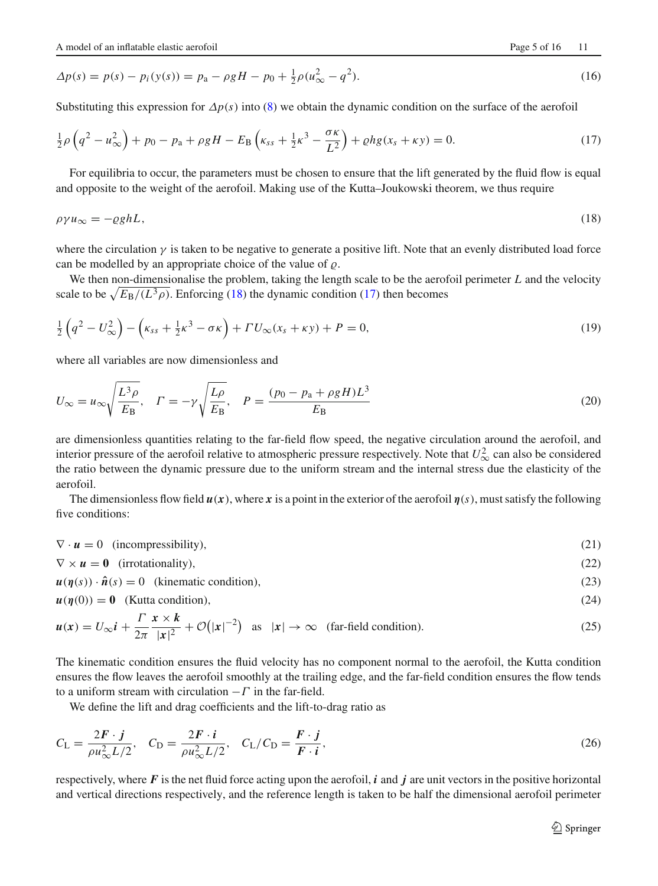$$\Delta p(s) = p(s) - p_i(y(s)) = p_\mathrm{a} - \rho g H - p_0 + \tfrac{1}{2}\rho(u_\infty^2 - q^2). \tag{16}$$

Substituting this expression for $\Delta p(s)$ into (8) we obtain the dynamic condition on the surface of the aerofoil

$$\tfrac{1}{2}\rho\left(q^2 - u_\infty^2\right) + p_0 - p_\mathrm{a} + \rho g H - E_\mathrm{B}\left(\kappa_{ss} + \tfrac{1}{2}\kappa^3 - \frac{\sigma\kappa}{L^2}\right) + \varrho h g(x_s + \kappa y) = 0. \tag{17}$$

For equilibria to occur, the parameters must be chosen to ensure that the lift generated by the fluid flow is equal and opposite to the weight of the aerofoil. Making use of the Kutta–Joukowski theorem, we thus require

$$\rho\gamma u_\infty = -\varrho g h L, \tag{18}$$

where the circulation $\gamma$ is taken to be negative to generate a positive lift. Note that an evenly distributed load force can be modelled by an appropriate choice of the value of $\varrho$.

We then non-dimensionalise the problem, taking the length scale to be the aerofoil perimeter $L$ and the velocity scale to be $\sqrt{E_\mathrm{B}/(L^3\rho)}$. Enforcing (18) the dynamic condition (17) then becomes

$$\tfrac{1}{2}\left(q^2 - U_\infty^2\right) - \left(\kappa_{ss} + \tfrac{1}{2}\kappa^3 - \sigma\kappa\right) + \Gamma U_\infty(x_s + \kappa y) + P = 0, \tag{19}$$

where all variables are now dimensionless and

$$U_\infty = u_\infty\sqrt{\frac{L^3\rho}{E_\mathrm{B}}}, \quad \Gamma = -\gamma\sqrt{\frac{L\rho}{E_\mathrm{B}}}, \quad P = \frac{(p_0 - p_\mathrm{a} + \rho g H)L^3}{E_\mathrm{B}} \tag{20}$$

are dimensionless quantities relating to the far-field flow speed, the negative circulation around the aerofoil, and interior pressure of the aerofoil relative to atmospheric pressure respectively. Note that $U_\infty^2$ can also be considered the ratio between the dynamic pressure due to the uniform stream and the internal stress due the elasticity of the aerofoil.

The dimensionless flow field $\boldsymbol{u}(\boldsymbol{x})$, where $\boldsymbol{x}$ is a point in the exterior of the aerofoil $\boldsymbol{\eta}(s)$, must satisfy the following five conditions:

$$\nabla \cdot \boldsymbol{u} = 0 \quad \text{(incompressibility)}, \tag{21}$$

$$\nabla \times \boldsymbol{u} = \boldsymbol{0} \quad \text{(irrotationality)}, \tag{22}$$

$$\boldsymbol{u}(\boldsymbol{\eta}(s)) \cdot \hat{\boldsymbol{n}}(s) = 0 \quad \text{(kinematic condition)}, \tag{23}$$

$$\boldsymbol{u}(\boldsymbol{\eta}(0)) = \boldsymbol{0} \quad \text{(Kutta condition)}, \tag{24}$$

$$\boldsymbol{u}(\boldsymbol{x}) = U_\infty\boldsymbol{i} + \frac{\Gamma}{2\pi}\frac{\boldsymbol{x}\times\boldsymbol{k}}{|\boldsymbol{x}|^2} + \mathcal{O}\left(|\boldsymbol{x}|^{-2}\right) \quad \text{as} \quad |\boldsymbol{x}| \to \infty \quad \text{(far-field condition)}. \tag{25}$$

The kinematic condition ensures the fluid velocity has no component normal to the aerofoil, the Kutta condition ensures the flow leaves the aerofoil smoothly at the trailing edge, and the far-field condition ensures the flow tends to a uniform stream with circulation $-\Gamma$ in the far-field.

We define the lift and drag coefficients and the lift-to-drag ratio as

$$C_\mathrm{L} = \frac{2\boldsymbol{F}\cdot\boldsymbol{j}}{\rho u_\infty^2 L/2}, \quad C_\mathrm{D} = \frac{2\boldsymbol{F}\cdot\boldsymbol{i}}{\rho u_\infty^2 L/2}, \quad C_\mathrm{L}/C_\mathrm{D} = \frac{\boldsymbol{F}\cdot\boldsymbol{j}}{\boldsymbol{F}\cdot\boldsymbol{i}}, \tag{26}$$

respectively, where $\boldsymbol{F}$ is the net fluid force acting upon the aerofoil, $\boldsymbol{i}$ and $\boldsymbol{j}$ are unit vectors in the positive horizontal and vertical directions respectively, and the reference length is taken to be half the dimensional aerofoil perimeter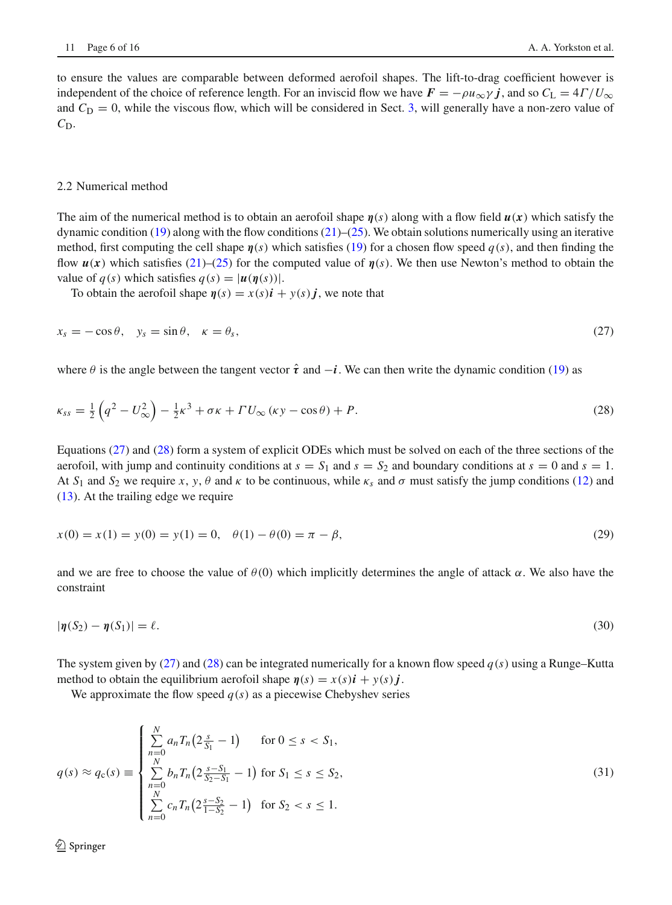to ensure the values are comparable between deformed aerofoil shapes. The lift-to-drag coefficient however is independent of the choice of reference length. For an inviscid flow we have $\boldsymbol{F} = -\rho u_\infty \gamma \boldsymbol{j}$, and so $C_\mathrm{L} = 4\Gamma/U_\infty$ and $C_\mathrm{D} = 0$, while the viscous flow, which will be considered in Sect. 3, will generally have a non-zero value of $C_\mathrm{D}$.

### 2.2 Numerical method

The aim of the numerical method is to obtain an aerofoil shape $\boldsymbol{\eta}(s)$ along with a flow field $\boldsymbol{u}(\boldsymbol{x})$ which satisfy the dynamic condition (19) along with the flow conditions (21)–(25). We obtain solutions numerically using an iterative method, first computing the cell shape $\boldsymbol{\eta}(s)$ which satisfies (19) for a chosen flow speed $q(s)$, and then finding the flow $\boldsymbol{u}(\boldsymbol{x})$ which satisfies (21)–(25) for the computed value of $\boldsymbol{\eta}(s)$. We then use Newton's method to obtain the value of $q(s)$ which satisfies $q(s) = |\boldsymbol{u}(\boldsymbol{\eta}(s))|$.

To obtain the aerofoil shape $\boldsymbol{\eta}(s) = x(s)\boldsymbol{i} + y(s)\boldsymbol{j}$, we note that

$$x_s = -\cos\theta, \quad y_s = \sin\theta, \quad \kappa = \theta_s, \tag{27}$$

where $\theta$ is the angle between the tangent vector $\hat{\boldsymbol{\tau}}$ and $-\boldsymbol{i}$. We can then write the dynamic condition (19) as

$$\kappa_{ss} = \tfrac{1}{2}\left(q^2 - U_\infty^2\right) - \tfrac{1}{2}\kappa^3 + \sigma\kappa + \Gamma U_\infty\left(\kappa y - \cos\theta\right) + P. \tag{28}$$

Equations (27) and (28) form a system of explicit ODEs which must be solved on each of the three sections of the aerofoil, with jump and continuity conditions at $s = S_1$ and $s = S_2$ and boundary conditions at $s = 0$ and $s = 1$. At $S_1$ and $S_2$ we require $x$, $y$, $\theta$ and $\kappa$ to be continuous, while $\kappa_s$ and $\sigma$ must satisfy the jump conditions (12) and (13). At the trailing edge we require

$$x(0) = x(1) = y(0) = y(1) = 0, \quad \theta(1) - \theta(0) = \pi - \beta, \tag{29}$$

and we are free to choose the value of $\theta(0)$ which implicitly determines the angle of attack $\alpha$. We also have the constraint

$$|\boldsymbol{\eta}(S_2) - \boldsymbol{\eta}(S_1)| = \ell. \tag{30}$$

The system given by (27) and (28) can be integrated numerically for a known flow speed $q(s)$ using a Runge–Kutta method to obtain the equilibrium aerofoil shape $\boldsymbol{\eta}(s) = x(s)\boldsymbol{i} + y(s)\boldsymbol{j}$.

We approximate the flow speed $q(s)$ as a piecewise Chebyshev series

$$q(s) \approx q_\mathrm{c}(s) \equiv \begin{cases} \sum\limits_{n=0}^{N} a_n T_n\left(2\frac{s}{S_1} - 1\right) & \text{for } 0 \le s < S_1, \\ \sum\limits_{n=0}^{N} b_n T_n\left(2\frac{s-S_1}{S_2-S_1} - 1\right) & \text{for } S_1 \le s \le S_2, \\ \sum\limits_{n=0}^{N} c_n T_n\left(2\frac{s-S_2}{1-S_2} - 1\right) & \text{for } S_2 < s \le 1. \end{cases} \tag{31}$$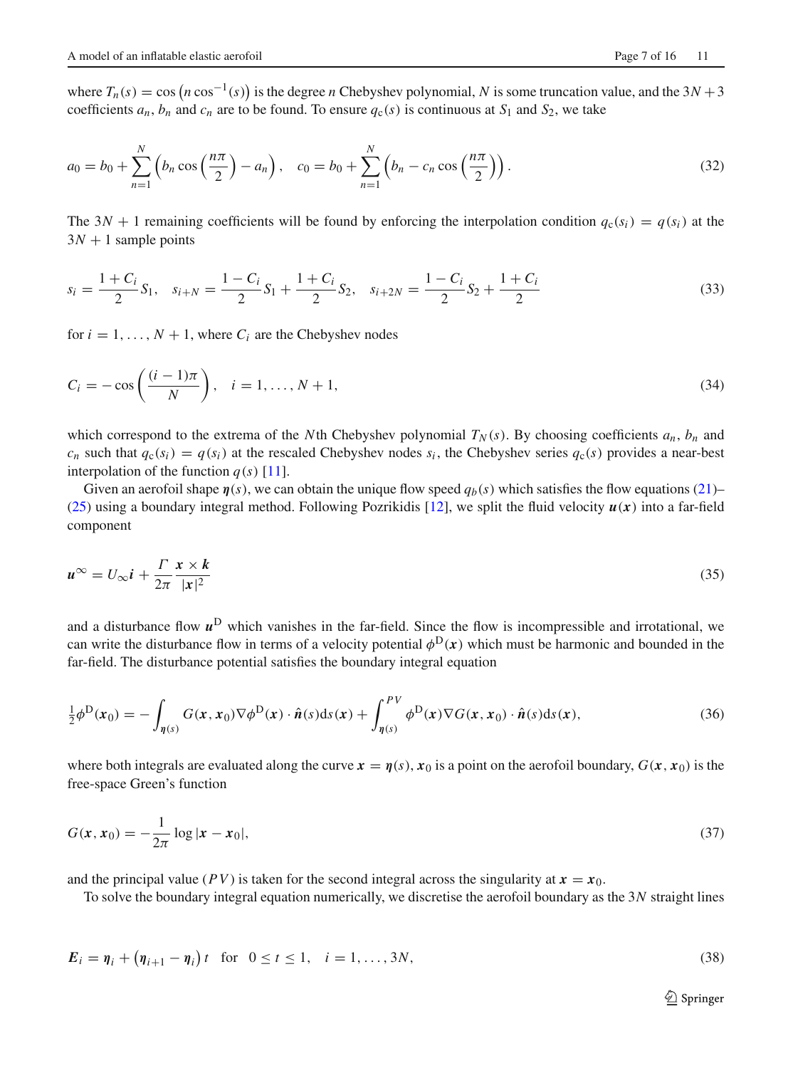where $T_n(s) = \cos\left(n \cos^{-1}(s)\right)$ is the degree $n$ Chebyshev polynomial, $N$ is some truncation value, and the $3N+3$ coefficients $a_n$, $b_n$ and $c_n$ are to be found. To ensure $q_c(s)$ is continuous at $S_1$ and $S_2$, we take

$$
a_0 = b_0 + \sum_{n=1}^{N} \left( b_n \cos\left(\frac{n\pi}{2}\right) - a_n \right), \quad c_0 = b_0 + \sum_{n=1}^{N} \left( b_n - c_n \cos\left(\frac{n\pi}{2}\right) \right). \tag{32}
$$

The $3N + 1$ remaining coefficients will be found by enforcing the interpolation condition $q_c(s_i) = q(s_i)$ at the $3N + 1$ sample points

$$
s_i = \frac{1 + C_i}{2} S_1, \quad s_{i+N} = \frac{1 - C_i}{2} S_1 + \frac{1 + C_i}{2} S_2, \quad s_{i+2N} = \frac{1 - C_i}{2} S_2 + \frac{1 + C_i}{2} \tag{33}
$$

for $i = 1, \ldots, N + 1$, where $C_i$ are the Chebyshev nodes

$$
C_i = -\cos\left(\frac{(i-1)\pi}{N}\right), \quad i = 1, \ldots, N + 1, \tag{34}
$$

which correspond to the extrema of the $N$th Chebyshev polynomial $T_N(s)$. By choosing coefficients $a_n$, $b_n$ and $c_n$ such that $q_c(s_i) = q(s_i)$ at the rescaled Chebyshev nodes $s_i$, the Chebyshev series $q_c(s)$ provides a near-best interpolation of the function $q(s)$ [11].

Given an aerofoil shape $\boldsymbol{\eta}(s)$, we can obtain the unique flow speed $q_b(s)$ which satisfies the flow equations (21)–(25) using a boundary integral method. Following Pozrikidis [12], we split the fluid velocity $\boldsymbol{u}(\boldsymbol{x})$ into a far-field component

$$
\boldsymbol{u}^{\infty} = U_{\infty} \boldsymbol{i} + \frac{\Gamma}{2\pi} \frac{\boldsymbol{x} \times \boldsymbol{k}}{|\boldsymbol{x}|^2} \tag{35}
$$

and a disturbance flow $\boldsymbol{u}^{\mathrm{D}}$ which vanishes in the far-field. Since the flow is incompressible and irrotational, we can write the disturbance flow in terms of a velocity potential $\phi^{\mathrm{D}}(\boldsymbol{x})$ which must be harmonic and bounded in the far-field. The disturbance potential satisfies the boundary integral equation

$$
\tfrac{1}{2}\phi^{\mathrm{D}}(\boldsymbol{x}_0) = -\int_{\boldsymbol{\eta}(s)} G(\boldsymbol{x}, \boldsymbol{x}_0) \nabla \phi^{\mathrm{D}}(\boldsymbol{x}) \cdot \hat{\boldsymbol{n}}(s) \mathrm{d}s(\boldsymbol{x}) + \int_{\boldsymbol{\eta}(s)}^{PV} \phi^{\mathrm{D}}(\boldsymbol{x}) \nabla G(\boldsymbol{x}, \boldsymbol{x}_0) \cdot \hat{\boldsymbol{n}}(s) \mathrm{d}s(\boldsymbol{x}), \tag{36}
$$

where both integrals are evaluated along the curve $\boldsymbol{x} = \boldsymbol{\eta}(s)$, $\boldsymbol{x}_0$ is a point on the aerofoil boundary, $G(\boldsymbol{x}, \boldsymbol{x}_0)$ is the free-space Green's function

$$
G(\boldsymbol{x}, \boldsymbol{x}_0) = -\frac{1}{2\pi} \log |\boldsymbol{x} - \boldsymbol{x}_0|, \tag{37}
$$

and the principal value $(PV)$ is taken for the second integral across the singularity at $\boldsymbol{x} = \boldsymbol{x}_0$.

To solve the boundary integral equation numerically, we discretise the aerofoil boundary as the $3N$ straight lines

$$
\boldsymbol{E}_i = \boldsymbol{\eta}_i + \left(\boldsymbol{\eta}_{i+1} - \boldsymbol{\eta}_i\right) t \quad \text{for} \quad 0 \le t \le 1, \quad i = 1, \ldots, 3N, \tag{38}
$$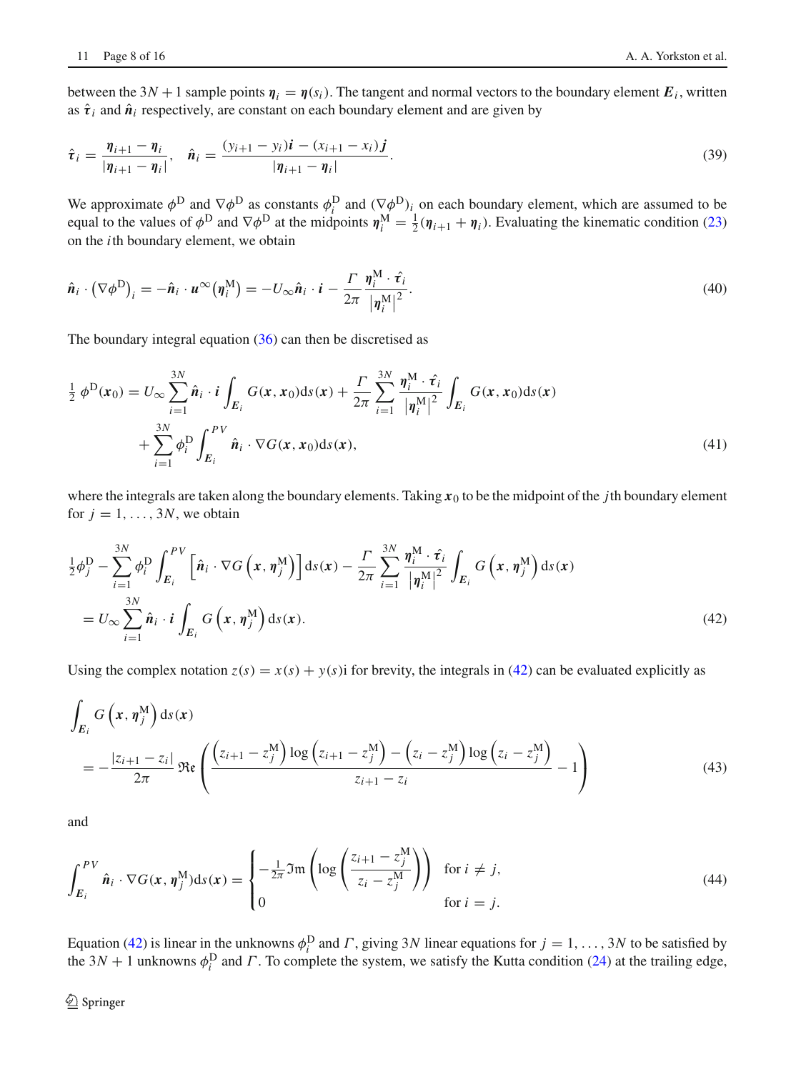between the $3N+1$ sample points $\boldsymbol{\eta}_i = \boldsymbol{\eta}(s_i)$. The tangent and normal vectors to the boundary element $\boldsymbol{E}_i$, written as $\hat{\boldsymbol{\tau}}_i$ and $\hat{\boldsymbol{n}}_i$ respectively, are constant on each boundary element and are given by

$$\hat{\boldsymbol{\tau}}_i = \frac{\boldsymbol{\eta}_{i+1} - \boldsymbol{\eta}_i}{|\boldsymbol{\eta}_{i+1} - \boldsymbol{\eta}_i|}, \quad \hat{\boldsymbol{n}}_i = \frac{(y_{i+1} - y_i)\boldsymbol{i} - (x_{i+1} - x_i)\boldsymbol{j}}{|\boldsymbol{\eta}_{i+1} - \boldsymbol{\eta}_i|}. \tag{39}$$

We approximate $\phi^{\mathrm{D}}$ and $\nabla\phi^{\mathrm{D}}$ as constants $\phi_i^{\mathrm{D}}$ and $(\nabla\phi^{\mathrm{D}})_i$ on each boundary element, which are assumed to be equal to the values of $\phi^{\mathrm{D}}$ and $\nabla\phi^{\mathrm{D}}$ at the midpoints $\boldsymbol{\eta}_i^{\mathrm{M}} = \frac{1}{2}(\boldsymbol{\eta}_{i+1} + \boldsymbol{\eta}_i)$. Evaluating the kinematic condition (23) on the $i$th boundary element, we obtain

$$\hat{\boldsymbol{n}}_i \cdot \left(\nabla\phi^{\mathrm{D}}\right)_i = -\hat{\boldsymbol{n}}_i \cdot \boldsymbol{u}^{\infty}\left(\boldsymbol{\eta}_i^{\mathrm{M}}\right) = -U_{\infty}\hat{\boldsymbol{n}}_i \cdot \boldsymbol{i} - \frac{\Gamma}{2\pi}\frac{\boldsymbol{\eta}_i^{\mathrm{M}} \cdot \hat{\boldsymbol{\tau}}_i}{\left|\boldsymbol{\eta}_i^{\mathrm{M}}\right|^2}. \tag{40}$$

The boundary integral equation (36) can then be discretised as

$$\begin{aligned}\tfrac{1}{2}\,\phi^{\mathrm{D}}(\boldsymbol{x}_0) = {} & U_{\infty}\sum_{i=1}^{3N}\hat{\boldsymbol{n}}_i \cdot \boldsymbol{i}\int_{\boldsymbol{E}_i} G(\boldsymbol{x},\boldsymbol{x}_0)\mathrm{d}s(\boldsymbol{x}) + \frac{\Gamma}{2\pi}\sum_{i=1}^{3N}\frac{\boldsymbol{\eta}_i^{\mathrm{M}} \cdot \hat{\boldsymbol{\tau}}_i}{\left|\boldsymbol{\eta}_i^{\mathrm{M}}\right|^2}\int_{\boldsymbol{E}_i} G(\boldsymbol{x},\boldsymbol{x}_0)\mathrm{d}s(\boldsymbol{x}) \\ & + \sum_{i=1}^{3N}\phi_i^{\mathrm{D}}\int_{\boldsymbol{E}_i}^{PV}\hat{\boldsymbol{n}}_i \cdot \nabla G(\boldsymbol{x},\boldsymbol{x}_0)\mathrm{d}s(\boldsymbol{x}),\end{aligned} \tag{41}$$

where the integrals are taken along the boundary elements. Taking $\boldsymbol{x}_0$ to be the midpoint of the $j$th boundary element for $j = 1, \ldots, 3N$, we obtain

$$\begin{aligned}&\tfrac{1}{2}\phi_j^{\mathrm{D}} - \sum_{i=1}^{3N}\phi_i^{\mathrm{D}}\int_{\boldsymbol{E}_i}^{PV}\left[\hat{\boldsymbol{n}}_i \cdot \nabla G\left(\boldsymbol{x},\boldsymbol{\eta}_j^{\mathrm{M}}\right)\right]\mathrm{d}s(\boldsymbol{x}) - \frac{\Gamma}{2\pi}\sum_{i=1}^{3N}\frac{\boldsymbol{\eta}_i^{\mathrm{M}} \cdot \hat{\boldsymbol{\tau}}_i}{\left|\boldsymbol{\eta}_i^{\mathrm{M}}\right|^2}\int_{\boldsymbol{E}_i} G\left(\boldsymbol{x},\boldsymbol{\eta}_j^{\mathrm{M}}\right)\mathrm{d}s(\boldsymbol{x}) \\ &\quad = U_{\infty}\sum_{i=1}^{3N}\hat{\boldsymbol{n}}_i \cdot \boldsymbol{i}\int_{\boldsymbol{E}_i} G\left(\boldsymbol{x},\boldsymbol{\eta}_j^{\mathrm{M}}\right)\mathrm{d}s(\boldsymbol{x}).\end{aligned} \tag{42}$$

Using the complex notation $z(s) = x(s) + y(s)\mathrm{i}$ for brevity, the integrals in (42) can be evaluated explicitly as

$$\begin{aligned}&\int_{\boldsymbol{E}_i} G\left(\boldsymbol{x},\boldsymbol{\eta}_j^{\mathrm{M}}\right)\mathrm{d}s(\boldsymbol{x}) \\ &\quad = -\frac{|z_{i+1} - z_i|}{2\pi}\,\mathfrak{Re}\left(\frac{\left(z_{i+1} - z_j^{\mathrm{M}}\right)\log\left(z_{i+1} - z_j^{\mathrm{M}}\right) - \left(z_i - z_j^{\mathrm{M}}\right)\log\left(z_i - z_j^{\mathrm{M}}\right)}{z_{i+1} - z_i} - 1\right)\end{aligned} \tag{43}$$

and

$$\int_{\boldsymbol{E}_i}^{PV}\hat{\boldsymbol{n}}_i \cdot \nabla G(\boldsymbol{x},\boldsymbol{\eta}_j^{\mathrm{M}})\mathrm{d}s(\boldsymbol{x}) = \begin{cases} -\frac{1}{2\pi}\mathfrak{Im}\left(\log\left(\dfrac{z_{i+1} - z_j^{\mathrm{M}}}{z_i - z_j^{\mathrm{M}}}\right)\right) & \text{for } i \neq j, \\ 0 & \text{for } i = j. \end{cases} \tag{44}$$

Equation (42) is linear in the unknowns $\phi_i^{\mathrm{D}}$ and $\Gamma$, giving $3N$ linear equations for $j = 1, \ldots, 3N$ to be satisfied by the $3N+1$ unknowns $\phi_i^{\mathrm{D}}$ and $\Gamma$. To complete the system, we satisfy the Kutta condition (24) at the trailing edge,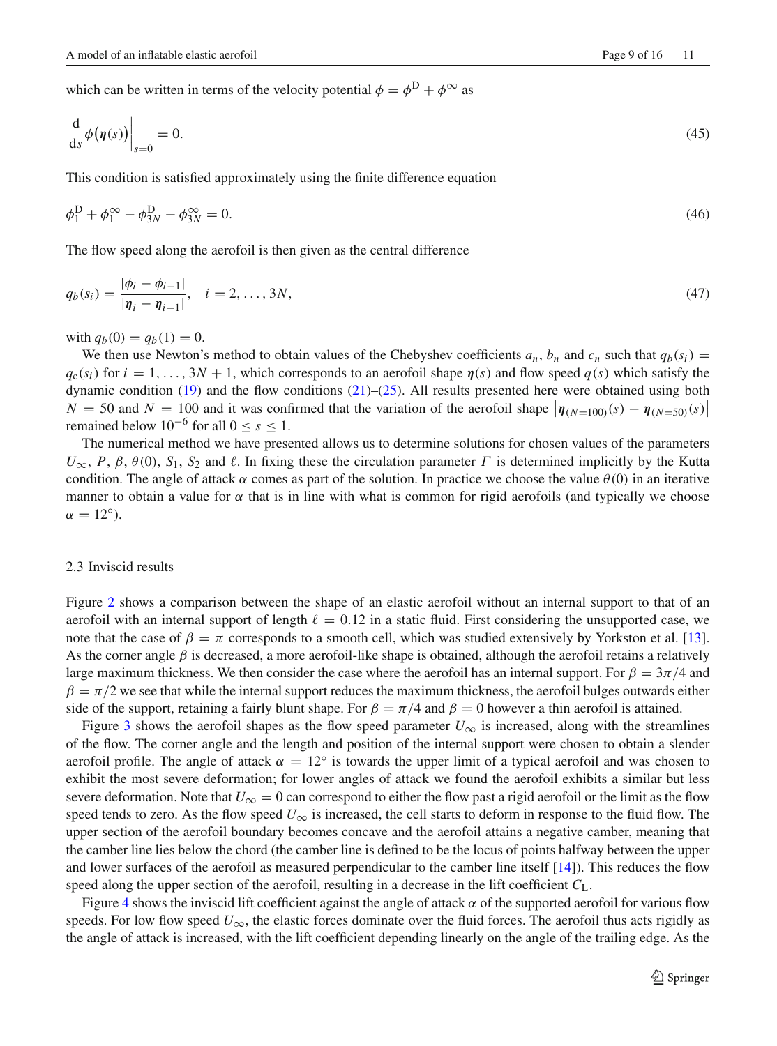which can be written in terms of the velocity potential $\phi = \phi^{\mathrm{D}} + \phi^{\infty}$ as

$$\frac{\mathrm{d}}{\mathrm{d}s}\phi\big(\boldsymbol{\eta}(s)\big)\bigg|_{s=0} = 0. \tag{45}$$

This condition is satisfied approximately using the finite difference equation

$$\phi_1^{\mathrm{D}} + \phi_1^{\infty} - \phi_{3N}^{\mathrm{D}} - \phi_{3N}^{\infty} = 0. \tag{46}$$

The flow speed along the aerofoil is then given as the central difference

$$q_b(s_i) = \frac{|\phi_i - \phi_{i-1}|}{|\boldsymbol{\eta}_i - \boldsymbol{\eta}_{i-1}|}, \quad i = 2, \ldots, 3N, \tag{47}$$

with $q_b(0) = q_b(1) = 0$.

We then use Newton's method to obtain values of the Chebyshev coefficients $a_n$, $b_n$ and $c_n$ such that $q_b(s_i) = q_c(s_i)$ for $i = 1, \ldots, 3N + 1$, which corresponds to an aerofoil shape $\boldsymbol{\eta}(s)$ and flow speed $q(s)$ which satisfy the dynamic condition (19) and the flow conditions (21)–(25). All results presented here were obtained using both $N = 50$ and $N = 100$ and it was confirmed that the variation of the aerofoil shape $\left|\boldsymbol{\eta}_{(N=100)}(s) - \boldsymbol{\eta}_{(N=50)}(s)\right|$ remained below $10^{-6}$ for all $0 \leq s \leq 1$.

The numerical method we have presented allows us to determine solutions for chosen values of the parameters $U_\infty$, $P$, $\beta$, $\theta(0)$, $S_1$, $S_2$ and $\ell$. In fixing these the circulation parameter $\Gamma$ is determined implicitly by the Kutta condition. The angle of attack $\alpha$ comes as part of the solution. In practice we choose the value $\theta(0)$ in an iterative manner to obtain a value for $\alpha$ that is in line with what is common for rigid aerofoils (and typically we choose $\alpha = 12°$).

### 2.3 Inviscid results

Figure 2 shows a comparison between the shape of an elastic aerofoil without an internal support to that of an aerofoil with an internal support of length $\ell = 0.12$ in a static fluid. First considering the unsupported case, we note that the case of $\beta = \pi$ corresponds to a smooth cell, which was studied extensively by Yorkston et al. [13]. As the corner angle $\beta$ is decreased, a more aerofoil-like shape is obtained, although the aerofoil retains a relatively large maximum thickness. We then consider the case where the aerofoil has an internal support. For $\beta = 3\pi/4$ and $\beta = \pi/2$ we see that while the internal support reduces the maximum thickness, the aerofoil bulges outwards either side of the support, retaining a fairly blunt shape. For $\beta = \pi/4$ and $\beta = 0$ however a thin aerofoil is attained.

Figure 3 shows the aerofoil shapes as the flow speed parameter $U_\infty$ is increased, along with the streamlines of the flow. The corner angle and the length and position of the internal support were chosen to obtain a slender aerofoil profile. The angle of attack $\alpha = 12°$ is towards the upper limit of a typical aerofoil and was chosen to exhibit the most severe deformation; for lower angles of attack we found the aerofoil exhibits a similar but less severe deformation. Note that $U_\infty = 0$ can correspond to either the flow past a rigid aerofoil or the limit as the flow speed tends to zero. As the flow speed $U_\infty$ is increased, the cell starts to deform in response to the fluid flow. The upper section of the aerofoil boundary becomes concave and the aerofoil attains a negative camber, meaning that the camber line lies below the chord (the camber line is defined to be the locus of points halfway between the upper and lower surfaces of the aerofoil as measured perpendicular to the camber line itself [14]). This reduces the flow speed along the upper section of the aerofoil, resulting in a decrease in the lift coefficient $C_{\mathrm{L}}$.

Figure 4 shows the inviscid lift coefficient against the angle of attack $\alpha$ of the supported aerofoil for various flow speeds. For low flow speed $U_\infty$, the elastic forces dominate over the fluid forces. The aerofoil thus acts rigidly as the angle of attack is increased, with the lift coefficient depending linearly on the angle of the trailing edge. As the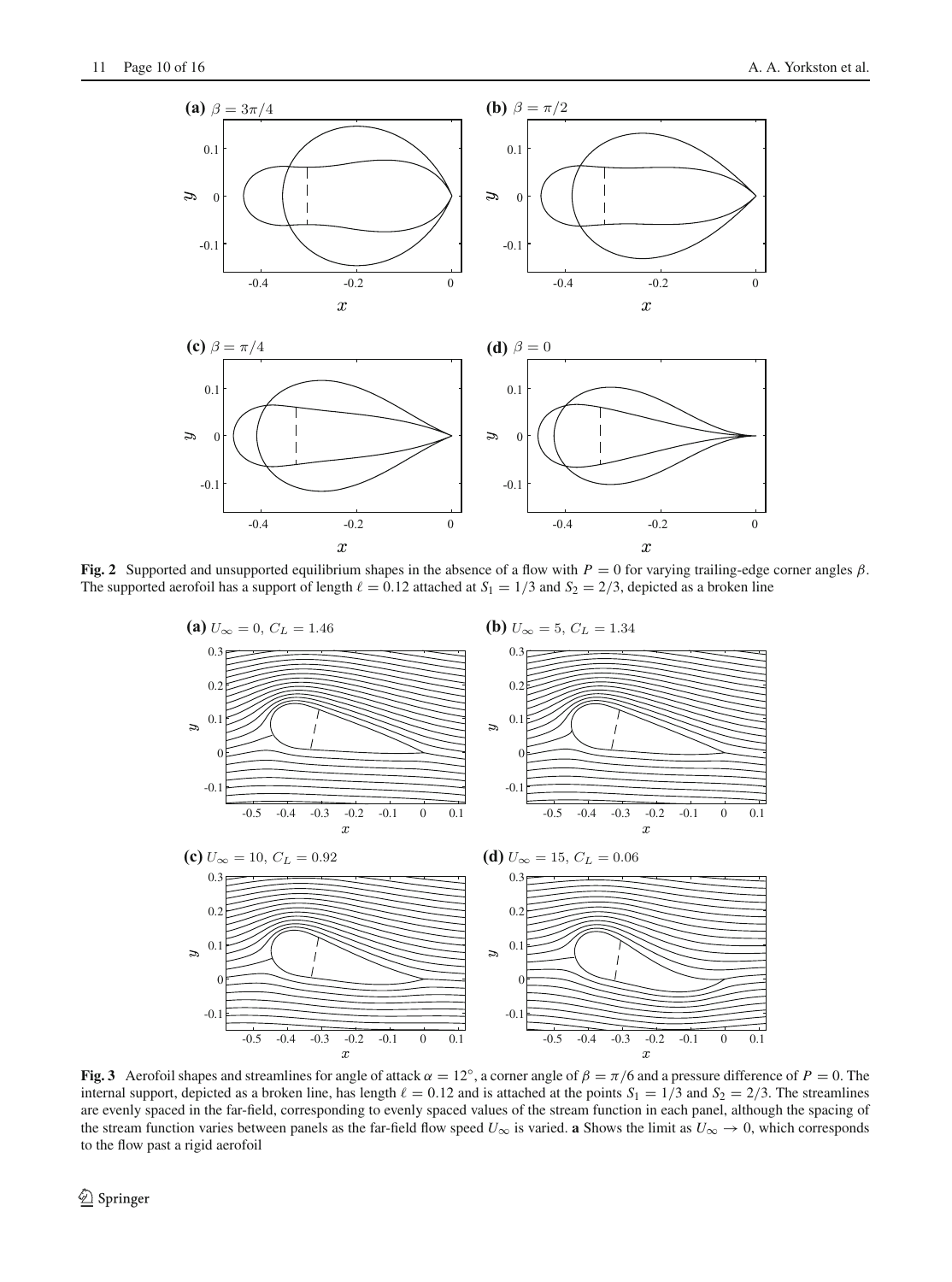**Fig. 2** Supported and unsupported equilibrium shapes in the absence of a flow with $P = 0$ for varying trailing-edge corner angles $\beta$. The supported aerofoil has a support of length $\ell = 0.12$ attached at $S_1 = 1/3$ and $S_2 = 2/3$, depicted as a broken line

**Fig. 3** Aerofoil shapes and streamlines for angle of attack $\alpha = 12^\circ$, a corner angle of $\beta = \pi/6$ and a pressure difference of $P = 0$. The internal support, depicted as a broken line, has length $\ell = 0.12$ and is attached at the points $S_1 = 1/3$ and $S_2 = 2/3$. The streamlines are evenly spaced in the far-field, corresponding to evenly spaced values of the stream function in each panel, although the spacing of the stream function varies between panels as the far-field flow speed $U_\infty$ is varied. **a** Shows the limit as $U_\infty \to 0$, which corresponds to the flow past a rigid aerofoil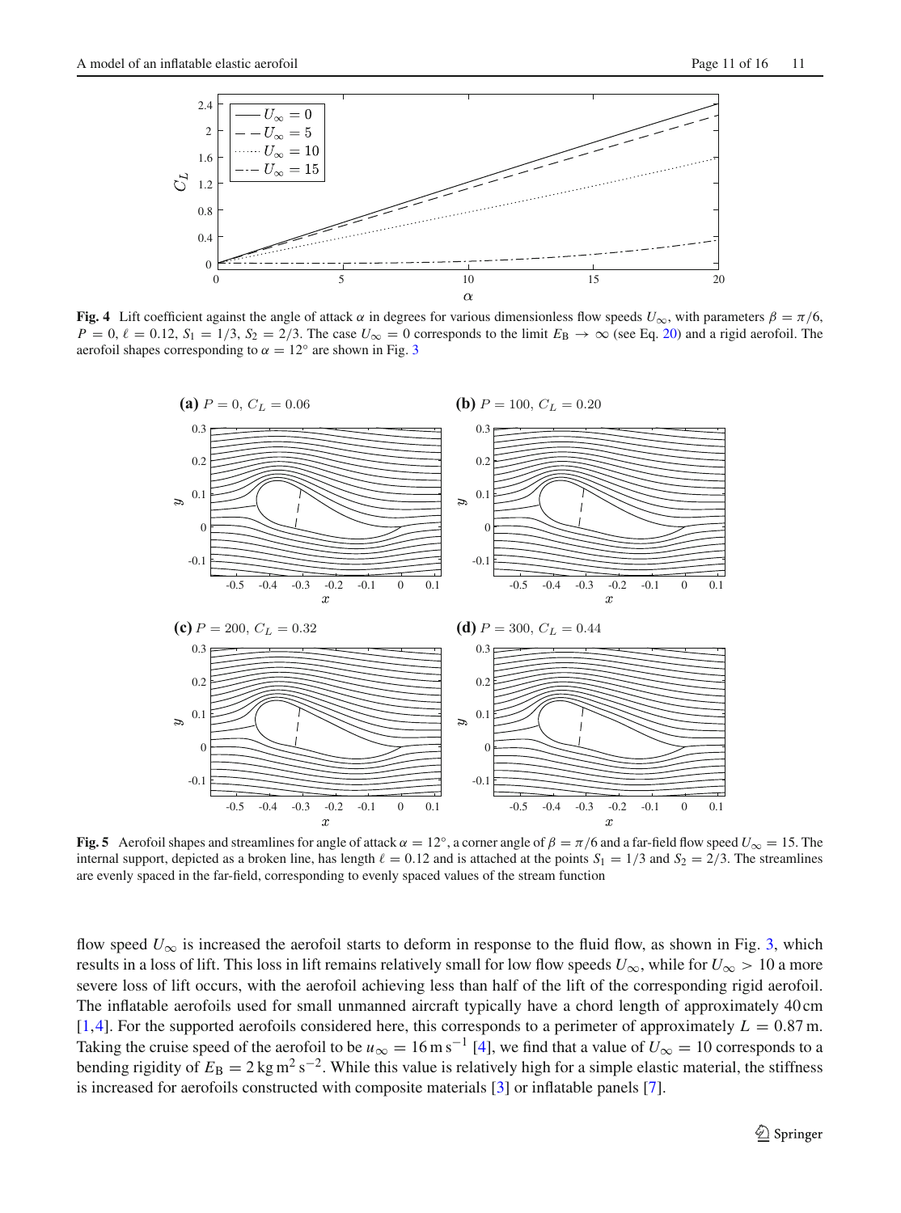**Fig. 4** Lift coefficient against the angle of attack $\alpha$ in degrees for various dimensionless flow speeds $U_\infty$, with parameters $\beta = \pi/6$, $P = 0$, $\ell = 0.12$, $S_1 = 1/3$, $S_2 = 2/3$. The case $U_\infty = 0$ corresponds to the limit $E_B \to \infty$ (see Eq. 20) and a rigid aerofoil. The aerofoil shapes corresponding to $\alpha = 12°$ are shown in Fig. 3

**Fig. 5** Aerofoil shapes and streamlines for angle of attack $\alpha = 12°$, a corner angle of $\beta = \pi/6$ and a far-field flow speed $U_\infty = 15$. The internal support, depicted as a broken line, has length $\ell = 0.12$ and is attached at the points $S_1 = 1/3$ and $S_2 = 2/3$. The streamlines are evenly spaced in the far-field, corresponding to evenly spaced values of the stream function

flow speed $U_\infty$ is increased the aerofoil starts to deform in response to the fluid flow, as shown in Fig. 3, which results in a loss of lift. This loss in lift remains relatively small for low flow speeds $U_\infty$, while for $U_\infty > 10$ a more severe loss of lift occurs, with the aerofoil achieving less than half of the lift of the corresponding rigid aerofoil. The inflatable aerofoils used for small unmanned aircraft typically have a chord length of approximately 40 cm [1,4]. For the supported aerofoils considered here, this corresponds to a perimeter of approximately $L = 0.87$ m. Taking the cruise speed of the aerofoil to be $u_\infty = 16\,\mathrm{m\,s^{-1}}$ [4], we find that a value of $U_\infty = 10$ corresponds to a bending rigidity of $E_B = 2\,\mathrm{kg\,m^2\,s^{-2}}$. While this value is relatively high for a simple elastic material, the stiffness is increased for aerofoils constructed with composite materials [3] or inflatable panels [7].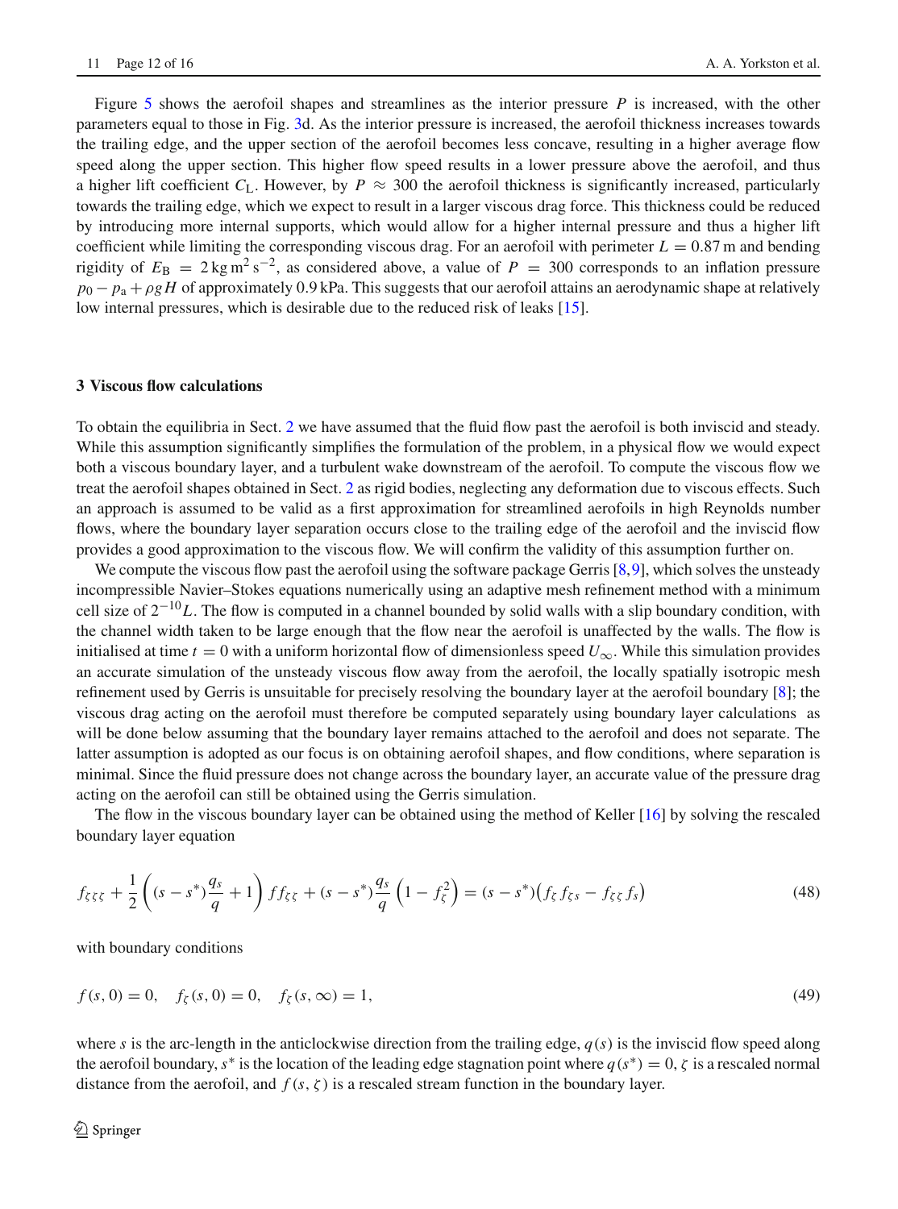Figure 5 shows the aerofoil shapes and streamlines as the interior pressure $P$ is increased, with the other parameters equal to those in Fig. 3d. As the interior pressure is increased, the aerofoil thickness increases towards the trailing edge, and the upper section of the aerofoil becomes less concave, resulting in a higher average flow speed along the upper section. This higher flow speed results in a lower pressure above the aerofoil, and thus a higher lift coefficient $C_L$. However, by $P \approx 300$ the aerofoil thickness is significantly increased, particularly towards the trailing edge, which we expect to result in a larger viscous drag force. This thickness could be reduced by introducing more internal supports, which would allow for a higher internal pressure and thus a higher lift coefficient while limiting the corresponding viscous drag. For an aerofoil with perimeter $L = 0.87$ m and bending rigidity of $E_B = 2\,\text{kg}\,\text{m}^2\,\text{s}^{-2}$, as considered above, a value of $P = 300$ corresponds to an inflation pressure $p_0 - p_a + \rho g H$ of approximately 0.9 kPa. This suggests that our aerofoil attains an aerodynamic shape at relatively low internal pressures, which is desirable due to the reduced risk of leaks [15].

## 3 Viscous flow calculations

To obtain the equilibria in Sect. 2 we have assumed that the fluid flow past the aerofoil is both inviscid and steady. While this assumption significantly simplifies the formulation of the problem, in a physical flow we would expect both a viscous boundary layer, and a turbulent wake downstream of the aerofoil. To compute the viscous flow we treat the aerofoil shapes obtained in Sect. 2 as rigid bodies, neglecting any deformation due to viscous effects. Such an approach is assumed to be valid as a first approximation for streamlined aerofoils in high Reynolds number flows, where the boundary layer separation occurs close to the trailing edge of the aerofoil and the inviscid flow provides a good approximation to the viscous flow. We will confirm the validity of this assumption further on.

We compute the viscous flow past the aerofoil using the software package Gerris [8,9], which solves the unsteady incompressible Navier–Stokes equations numerically using an adaptive mesh refinement method with a minimum cell size of $2^{-10}L$. The flow is computed in a channel bounded by solid walls with a slip boundary condition, with the channel width taken to be large enough that the flow near the aerofoil is unaffected by the walls. The flow is initialised at time $t = 0$ with a uniform horizontal flow of dimensionless speed $U_\infty$. While this simulation provides an accurate simulation of the unsteady viscous flow away from the aerofoil, the locally spatially isotropic mesh refinement used by Gerris is unsuitable for precisely resolving the boundary layer at the aerofoil boundary [8]; the viscous drag acting on the aerofoil must therefore be computed separately using boundary layer calculations as will be done below assuming that the boundary layer remains attached to the aerofoil and does not separate. The latter assumption is adopted as our focus is on obtaining aerofoil shapes, and flow conditions, where separation is minimal. Since the fluid pressure does not change across the boundary layer, an accurate value of the pressure drag acting on the aerofoil can still be obtained using the Gerris simulation.

The flow in the viscous boundary layer can be obtained using the method of Keller [16] by solving the rescaled boundary layer equation

$$
f_{\zeta\zeta\zeta} + \frac{1}{2}\left((s - s^*)\frac{q_s}{q} + 1\right) f f_{\zeta\zeta} + (s - s^*)\frac{q_s}{q}\left(1 - f_\zeta^2\right) = (s - s^*)\left(f_\zeta f_{\zeta s} - f_{\zeta\zeta} f_s\right) \tag{48}
$$

with boundary conditions

$$
f(s, 0) = 0, \quad f_\zeta(s, 0) = 0, \quad f_\zeta(s, \infty) = 1, \tag{49}
$$

where $s$ is the arc-length in the anticlockwise direction from the trailing edge, $q(s)$ is the inviscid flow speed along the aerofoil boundary, $s^*$ is the location of the leading edge stagnation point where $q(s^*) = 0$, $\zeta$ is a rescaled normal distance from the aerofoil, and $f(s, \zeta)$ is a rescaled stream function in the boundary layer.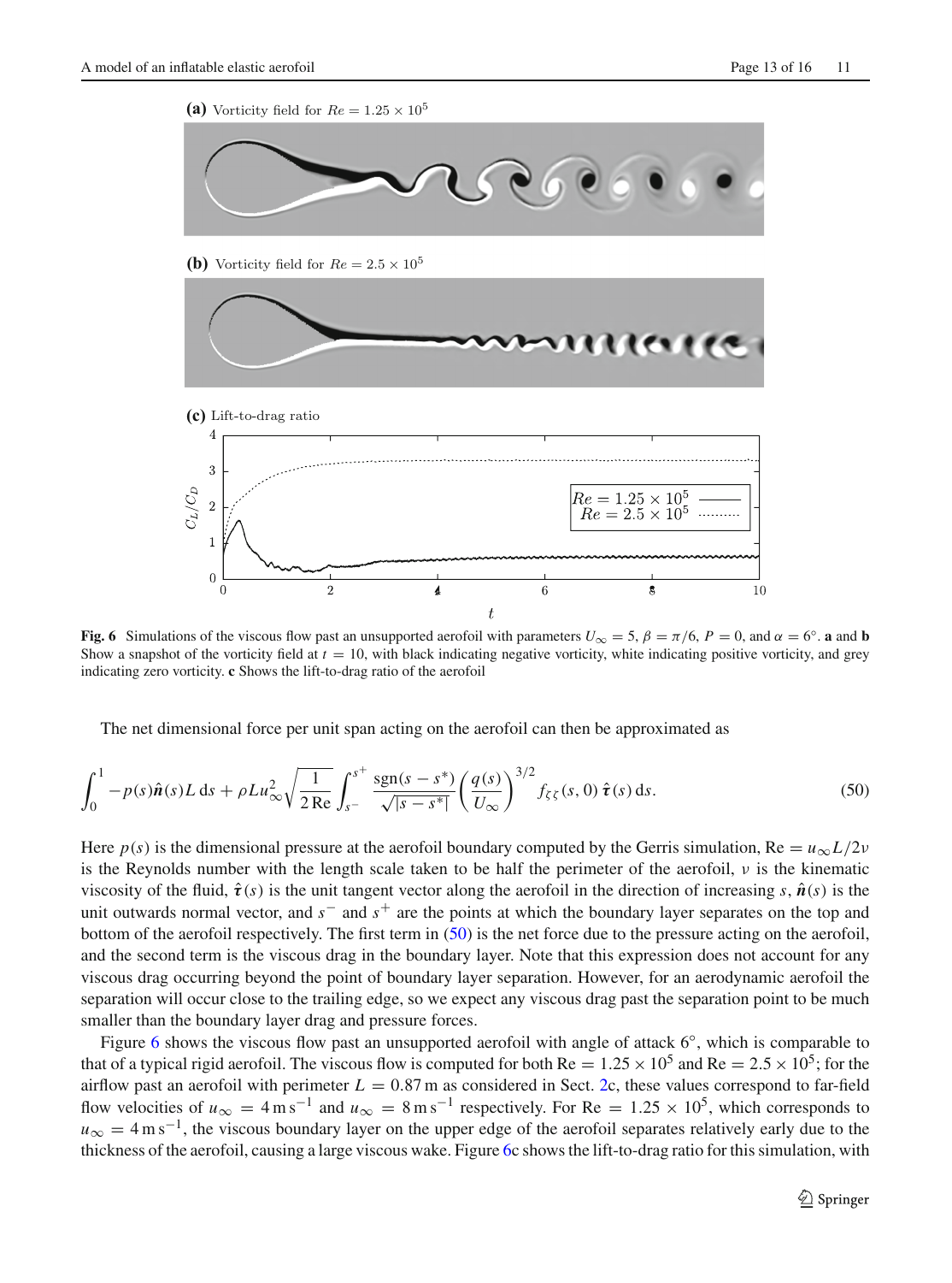**(a)** Vorticity field for $Re = 1.25 \times 10^5$

**(b)** Vorticity field for $Re = 2.5 \times 10^5$

**(c)** Lift-to-drag ratio

**Fig. 6** Simulations of the viscous flow past an unsupported aerofoil with parameters $U_\infty = 5$, $\beta = \pi/6$, $P = 0$, and $\alpha = 6°$. **a** and **b** Show a snapshot of the vorticity field at $t = 10$, with black indicating negative vorticity, white indicating positive vorticity, and grey indicating zero vorticity. **c** Shows the lift-to-drag ratio of the aerofoil

The net dimensional force per unit span acting on the aerofoil can then be approximated as

$$\int_0^1 -p(s)\hat{\boldsymbol{n}}(s)L\,\mathrm{d}s + \rho L u_\infty^2 \sqrt{\frac{1}{2\,\mathrm{Re}}} \int_{s^-}^{s^+} \frac{\mathrm{sgn}(s-s^*)}{\sqrt{|s-s^*|}} \left(\frac{q(s)}{U_\infty}\right)^{3/2} f_{\zeta\zeta}(s,0)\,\hat{\boldsymbol{\tau}}(s)\,\mathrm{d}s. \tag{50}$$

Here $p(s)$ is the dimensional pressure at the aerofoil boundary computed by the Gerris simulation, $\mathrm{Re} = u_\infty L/2\nu$ is the Reynolds number with the length scale taken to be half the perimeter of the aerofoil, $\nu$ is the kinematic viscosity of the fluid, $\hat{\boldsymbol{\tau}}(s)$ is the unit tangent vector along the aerofoil in the direction of increasing $s$, $\hat{\boldsymbol{n}}(s)$ is the unit outwards normal vector, and $s^-$ and $s^+$ are the points at which the boundary layer separates on the top and bottom of the aerofoil respectively. The first term in (50) is the net force due to the pressure acting on the aerofoil, and the second term is the viscous drag in the boundary layer. Note that this expression does not account for any viscous drag occurring beyond the point of boundary layer separation. However, for an aerodynamic aerofoil the separation will occur close to the trailing edge, so we expect any viscous drag past the separation point to be much smaller than the boundary layer drag and pressure forces.

Figure 6 shows the viscous flow past an unsupported aerofoil with angle of attack 6°, which is comparable to that of a typical rigid aerofoil. The viscous flow is computed for both $\mathrm{Re} = 1.25 \times 10^5$ and $\mathrm{Re} = 2.5 \times 10^5$; for the airflow past an aerofoil with perimeter $L = 0.87$ m as considered in Sect. 2c, these values correspond to far-field flow velocities of $u_\infty = 4\,\mathrm{m\,s^{-1}}$ and $u_\infty = 8\,\mathrm{m\,s^{-1}}$ respectively. For $\mathrm{Re} = 1.25 \times 10^5$, which corresponds to $u_\infty = 4\,\mathrm{m\,s^{-1}}$, the viscous boundary layer on the upper edge of the aerofoil separates relatively early due to the thickness of the aerofoil, causing a large viscous wake. Figure 6c shows the lift-to-drag ratio for this simulation, with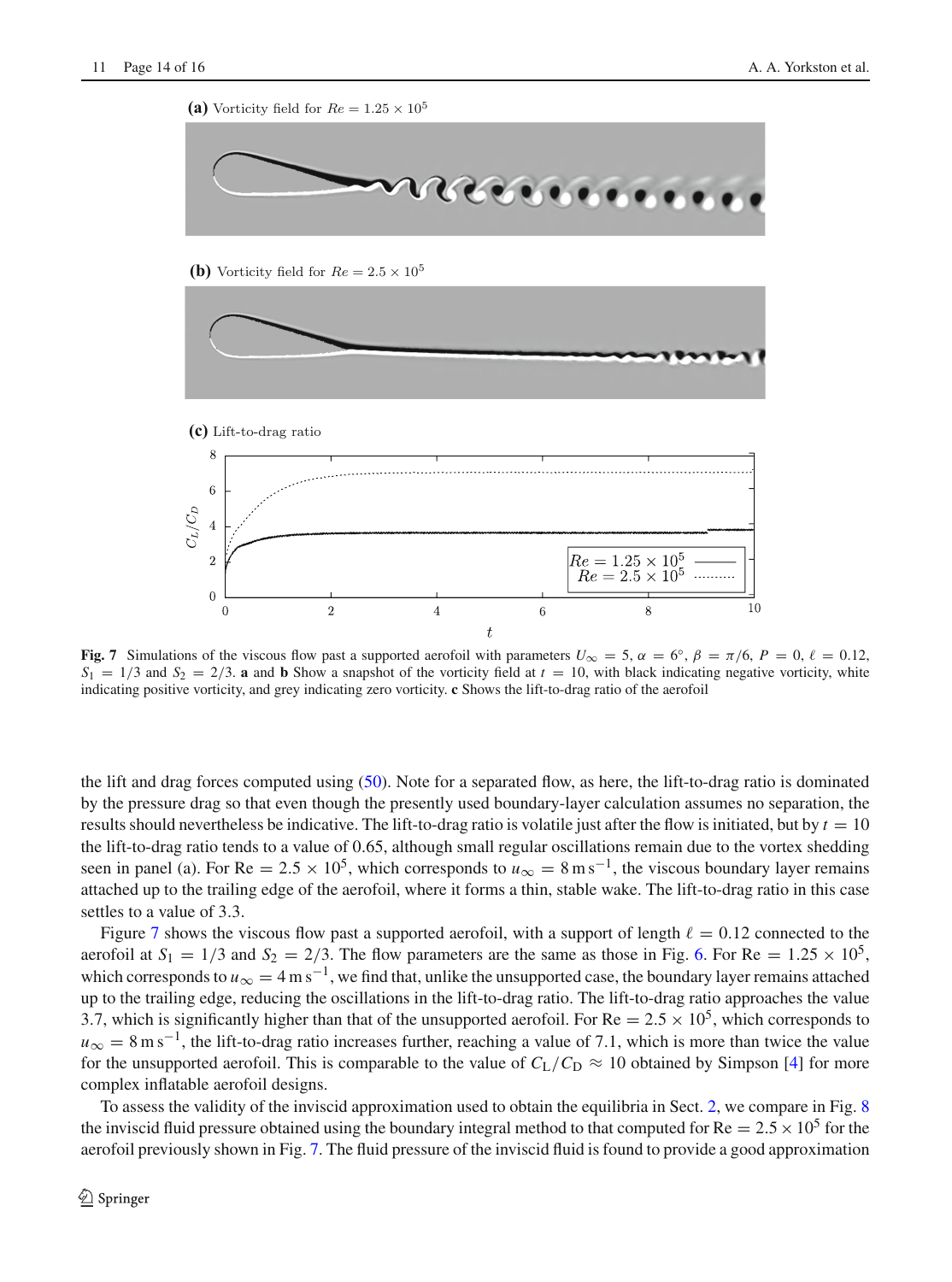**(a)** Vorticity field for $Re = 1.25 \times 10^5$

**(b)** Vorticity field for $Re = 2.5 \times 10^5$

**(c)** Lift-to-drag ratio

**Fig. 7** Simulations of the viscous flow past a supported aerofoil with parameters $U_\infty = 5$, $\alpha = 6°$, $\beta = \pi/6$, $P = 0$, $\ell = 0.12$, $S_1 = 1/3$ and $S_2 = 2/3$. **a** and **b** Show a snapshot of the vorticity field at $t = 10$, with black indicating negative vorticity, white indicating positive vorticity, and grey indicating zero vorticity. **c** Shows the lift-to-drag ratio of the aerofoil

the lift and drag forces computed using (50). Note for a separated flow, as here, the lift-to-drag ratio is dominated by the pressure drag so that even though the presently used boundary-layer calculation assumes no separation, the results should nevertheless be indicative. The lift-to-drag ratio is volatile just after the flow is initiated, but by $t = 10$ the lift-to-drag ratio tends to a value of 0.65, although small regular oscillations remain due to the vortex shedding seen in panel (a). For $\mathrm{Re} = 2.5 \times 10^5$, which corresponds to $u_\infty = 8\,\mathrm{m\,s^{-1}}$, the viscous boundary layer remains attached up to the trailing edge of the aerofoil, where it forms a thin, stable wake. The lift-to-drag ratio in this case settles to a value of 3.3.

Figure 7 shows the viscous flow past a supported aerofoil, with a support of length $\ell = 0.12$ connected to the aerofoil at $S_1 = 1/3$ and $S_2 = 2/3$. The flow parameters are the same as those in Fig. 6. For $\mathrm{Re} = 1.25 \times 10^5$, which corresponds to $u_\infty = 4\,\mathrm{m\,s^{-1}}$, we find that, unlike the unsupported case, the boundary layer remains attached up to the trailing edge, reducing the oscillations in the lift-to-drag ratio. The lift-to-drag ratio approaches the value 3.7, which is significantly higher than that of the unsupported aerofoil. For $\mathrm{Re} = 2.5 \times 10^5$, which corresponds to $u_\infty = 8\,\mathrm{m\,s^{-1}}$, the lift-to-drag ratio increases further, reaching a value of 7.1, which is more than twice the value for the unsupported aerofoil. This is comparable to the value of $C_\mathrm{L}/C_\mathrm{D} \approx 10$ obtained by Simpson [4] for more complex inflatable aerofoil designs.

To assess the validity of the inviscid approximation used to obtain the equilibria in Sect. 2, we compare in Fig. 8 the inviscid fluid pressure obtained using the boundary integral method to that computed for $\mathrm{Re} = 2.5 \times 10^5$ for the aerofoil previously shown in Fig. 7. The fluid pressure of the inviscid fluid is found to provide a good approximation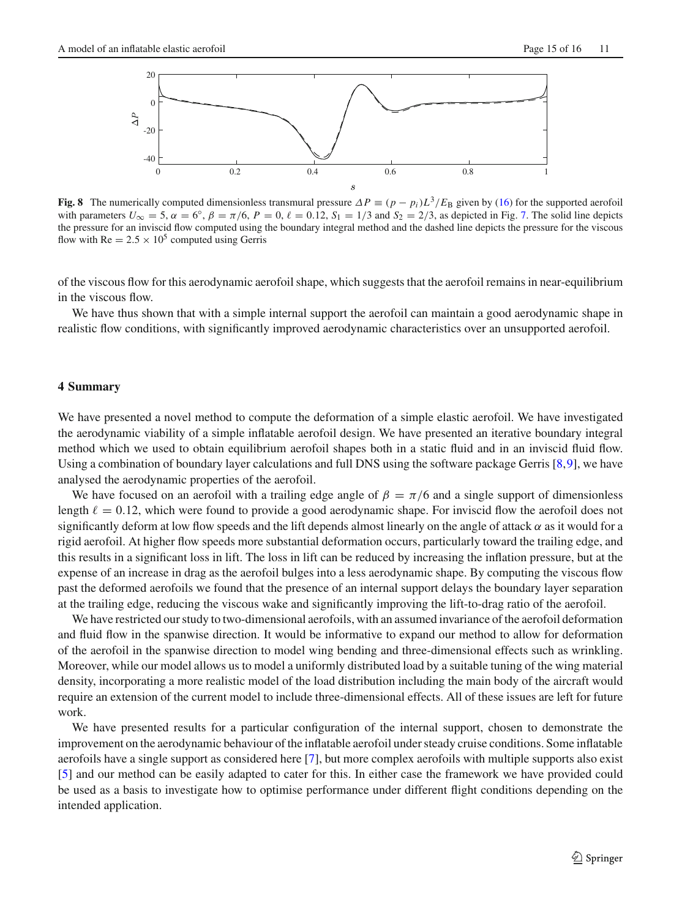**Fig. 8** The numerically computed dimensionless transmural pressure $\Delta P \equiv (p - p_i)L^3/E_B$ given by (16) for the supported aerofoil with parameters $U_\infty = 5$, $\alpha = 6°$, $\beta = \pi/6$, $P = 0$, $\ell = 0.12$, $S_1 = 1/3$ and $S_2 = 2/3$, as depicted in Fig. 7. The solid line depicts the pressure for an inviscid flow computed using the boundary integral method and the dashed line depicts the pressure for the viscous flow with $\mathrm{Re} = 2.5 \times 10^5$ computed using Gerris

of the viscous flow for this aerodynamic aerofoil shape, which suggests that the aerofoil remains in near-equilibrium in the viscous flow.

We have thus shown that with a simple internal support the aerofoil can maintain a good aerodynamic shape in realistic flow conditions, with significantly improved aerodynamic characteristics over an unsupported aerofoil.

## 4 Summary

We have presented a novel method to compute the deformation of a simple elastic aerofoil. We have investigated the aerodynamic viability of a simple inflatable aerofoil design. We have presented an iterative boundary integral method which we used to obtain equilibrium aerofoil shapes both in a static fluid and in an inviscid fluid flow. Using a combination of boundary layer calculations and full DNS using the software package Gerris [8,9], we have analysed the aerodynamic properties of the aerofoil.

We have focused on an aerofoil with a trailing edge angle of $\beta = \pi/6$ and a single support of dimensionless length $\ell = 0.12$, which were found to provide a good aerodynamic shape. For inviscid flow the aerofoil does not significantly deform at low flow speeds and the lift depends almost linearly on the angle of attack $\alpha$ as it would for a rigid aerofoil. At higher flow speeds more substantial deformation occurs, particularly toward the trailing edge, and this results in a significant loss in lift. The loss in lift can be reduced by increasing the inflation pressure, but at the expense of an increase in drag as the aerofoil bulges into a less aerodynamic shape. By computing the viscous flow past the deformed aerofoils we found that the presence of an internal support delays the boundary layer separation at the trailing edge, reducing the viscous wake and significantly improving the lift-to-drag ratio of the aerofoil.

We have restricted our study to two-dimensional aerofoils, with an assumed invariance of the aerofoil deformation and fluid flow in the spanwise direction. It would be informative to expand our method to allow for deformation of the aerofoil in the spanwise direction to model wing bending and three-dimensional effects such as wrinkling. Moreover, while our model allows us to model a uniformly distributed load by a suitable tuning of the wing material density, incorporating a more realistic model of the load distribution including the main body of the aircraft would require an extension of the current model to include three-dimensional effects. All of these issues are left for future work.

We have presented results for a particular configuration of the internal support, chosen to demonstrate the improvement on the aerodynamic behaviour of the inflatable aerofoil under steady cruise conditions. Some inflatable aerofoils have a single support as considered here [7], but more complex aerofoils with multiple supports also exist [5] and our method can be easily adapted to cater for this. In either case the framework we have provided could be used as a basis to investigate how to optimise performance under different flight conditions depending on the intended application.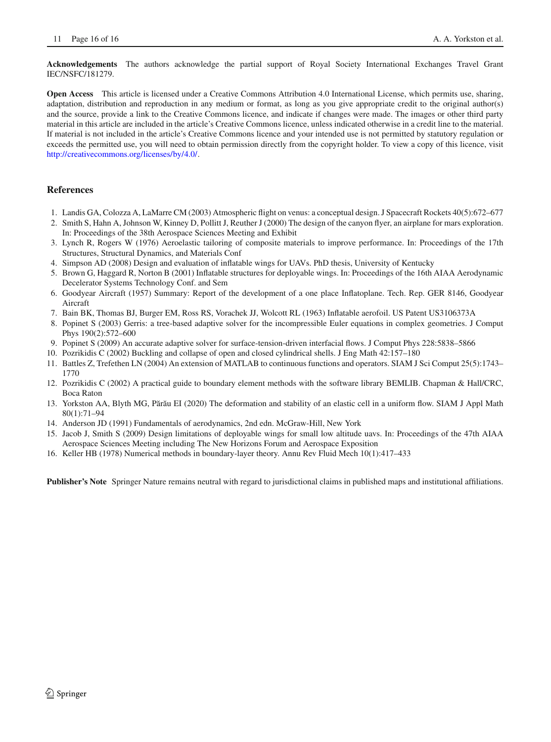**Acknowledgements** The authors acknowledge the partial support of Royal Society International Exchanges Travel Grant IEC/NSFC/181279.

**Open Access** This article is licensed under a Creative Commons Attribution 4.0 International License, which permits use, sharing, adaptation, distribution and reproduction in any medium or format, as long as you give appropriate credit to the original author(s) and the source, provide a link to the Creative Commons licence, and indicate if changes were made. The images or other third party material in this article are included in the article's Creative Commons licence, unless indicated otherwise in a credit line to the material. If material is not included in the article's Creative Commons licence and your intended use is not permitted by statutory regulation or exceeds the permitted use, you will need to obtain permission directly from the copyright holder. To view a copy of this licence, visit http://creativecommons.org/licenses/by/4.0/.

## References

1. Landis GA, Colozza A, LaMarre CM (2003) Atmospheric flight on venus: a conceptual design. J Spacecraft Rockets 40(5):672–677
2. Smith S, Hahn A, Johnson W, Kinney D, Pollitt J, Reuther J (2000) The design of the canyon flyer, an airplane for mars exploration. In: Proceedings of the 38th Aerospace Sciences Meeting and Exhibit
3. Lynch R, Rogers W (1976) Aeroelastic tailoring of composite materials to improve performance. In: Proceedings of the 17th Structures, Structural Dynamics, and Materials Conf
4. Simpson AD (2008) Design and evaluation of inflatable wings for UAVs. PhD thesis, University of Kentucky
5. Brown G, Haggard R, Norton B (2001) Inflatable structures for deployable wings. In: Proceedings of the 16th AIAA Aerodynamic Decelerator Systems Technology Conf. and Sem
6. Goodyear Aircraft (1957) Summary: Report of the development of a one place Inflatoplane. Tech. Rep. GER 8146, Goodyear Aircraft
7. Bain BK, Thomas BJ, Burger EM, Ross RS, Vorachek JJ, Wolcott RL (1963) Inflatable aerofoil. US Patent US3106373A
8. Popinet S (2003) Gerris: a tree-based adaptive solver for the incompressible Euler equations in complex geometries. J Comput Phys 190(2):572–600
9. Popinet S (2009) An accurate adaptive solver for surface-tension-driven interfacial flows. J Comput Phys 228:5838–5866
10. Pozrikidis C (2002) Buckling and collapse of open and closed cylindrical shells. J Eng Math 42:157–180
11. Battles Z, Trefethen LN (2004) An extension of MATLAB to continuous functions and operators. SIAM J Sci Comput 25(5):1743–1770
12. Pozrikidis C (2002) A practical guide to boundary element methods with the software library BEMLIB. Chapman & Hall/CRC, Boca Raton
13. Yorkston AA, Blyth MG, Părău EI (2020) The deformation and stability of an elastic cell in a uniform flow. SIAM J Appl Math 80(1):71–94
14. Anderson JD (1991) Fundamentals of aerodynamics, 2nd edn. McGraw-Hill, New York
15. Jacob J, Smith S (2009) Design limitations of deployable wings for small low altitude uavs. In: Proceedings of the 47th AIAA Aerospace Sciences Meeting including The New Horizons Forum and Aerospace Exposition
16. Keller HB (1978) Numerical methods in boundary-layer theory. Annu Rev Fluid Mech 10(1):417–433

**Publisher's Note** Springer Nature remains neutral with regard to jurisdictional claims in published maps and institutional affiliations.